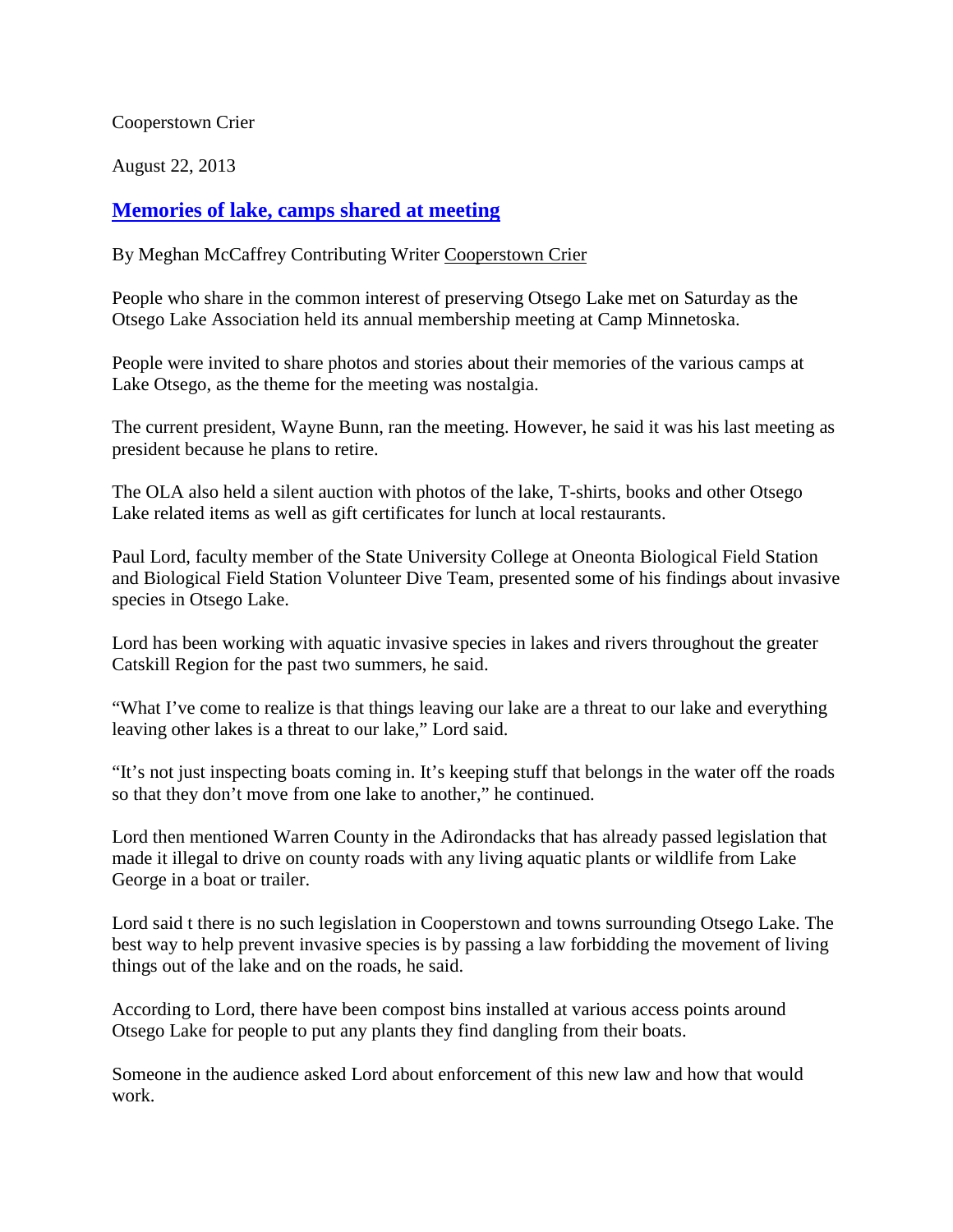Cooperstown Crier

August 22, 2013

## [Memories of lake, camps shared at meeting](#)

By Meghan McCaffrey Contributing Writer Cooperstown Crier

People who share in the common interest of preserving Otsego Lake met on Saturday as the Otsego Lake Association held its annual membership meeting at Camp Minnetoska.

People were invited to share photos and stories about their memories of the various camps at Lake Otsego, as the theme for the meeting was nostalgia.

The current president, Wayne Bunn, ran the meeting. However, he said it was his last meeting as president because he plans to retire.

The OLA also held a silent auction with photos of the lake, T-shirts, books and other Otsego Lake related items as well as gift certificates for lunch at local restaurants.

Paul Lord, faculty member of the State University College at Oneonta Biological Field Station and Biological Field Station Volunteer Dive Team, presented some of his findings about invasive species in Otsego Lake.

Lord has been working with aquatic invasive species in lakes and rivers throughout the greater Catskill Region for the past two summers, he said.

"What I've come to realize is that things leaving our lake are a threat to our lake and everything leaving other lakes is a threat to our lake," Lord said.

"It's not just inspecting boats coming in. It's keeping stuff that belongs in the water off the roads so that they don't move from one lake to another," he continued.

Lord then mentioned Warren County in the Adirondacks that has already passed legislation that made it illegal to drive on county roads with any living aquatic plants or wildlife from Lake George in a boat or trailer.

Lord said t there is no such legislation in Cooperstown and towns surrounding Otsego Lake. The best way to help prevent invasive species is by passing a law forbidding the movement of living things out of the lake and on the roads, he said.

According to Lord, there have been compost bins installed at various access points around Otsego Lake for people to put any plants they find dangling from their boats.

Someone in the audience asked Lord about enforcement of this new law and how that would work.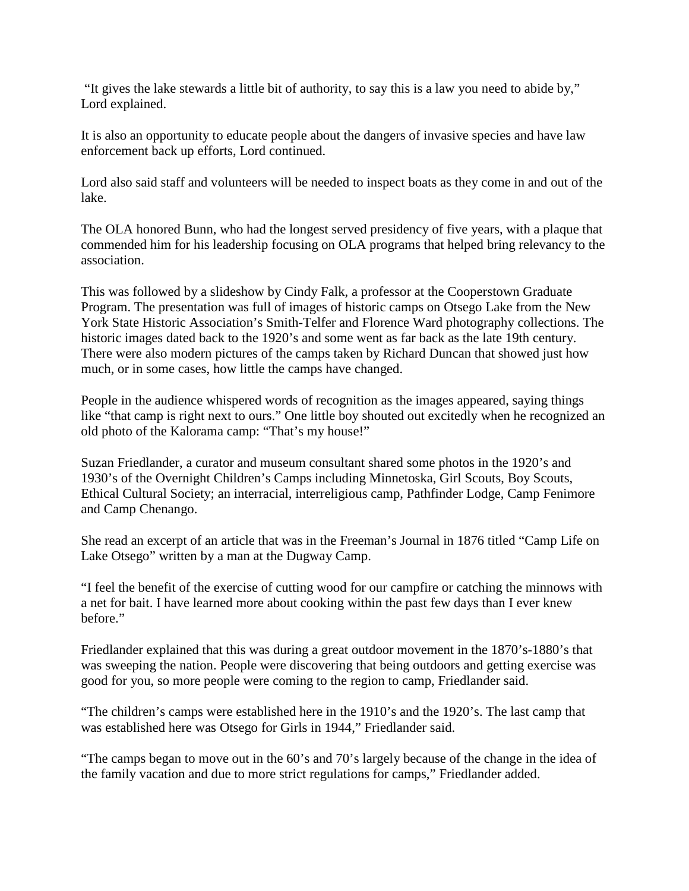"It gives the lake stewards a little bit of authority, to say this is a law you need to abide by," Lord explained.

It is also an opportunity to educate people about the dangers of invasive species and have law enforcement back up efforts, Lord continued.

Lord also said staff and volunteers will be needed to inspect boats as they come in and out of the lake.

The OLA honored Bunn, who had the longest served presidency of five years, with a plaque that commended him for his leadership focusing on OLA programs that helped bring relevancy to the association.

This was followed by a slideshow by Cindy Falk, a professor at the Cooperstown Graduate Program. The presentation was full of images of historic camps on Otsego Lake from the New York State Historic Association's Smith-Telfer and Florence Ward photography collections. The historic images dated back to the 1920's and some went as far back as the late 19th century. There were also modern pictures of the camps taken by Richard Duncan that showed just how much, or in some cases, how little the camps have changed.

People in the audience whispered words of recognition as the images appeared, saying things like "that camp is right next to ours." One little boy shouted out excitedly when he recognized an old photo of the Kalorama camp: "That's my house!"

Suzan Friedlander, a curator and museum consultant shared some photos in the 1920's and 1930's of the Overnight Children's Camps including Minnetoska, Girl Scouts, Boy Scouts, Ethical Cultural Society; an interracial, interreligious camp, Pathfinder Lodge, Camp Fenimore and Camp Chenango.

She read an excerpt of an article that was in the Freeman's Journal in 1876 titled "Camp Life on Lake Otsego" written by a man at the Dugway Camp.

"I feel the benefit of the exercise of cutting wood for our campfire or catching the minnows with a net for bait. I have learned more about cooking within the past few days than I ever knew before."

Friedlander explained that this was during a great outdoor movement in the 1870's-1880's that was sweeping the nation. People were discovering that being outdoors and getting exercise was good for you, so more people were coming to the region to camp, Friedlander said.

"The children's camps were established here in the 1910's and the 1920's. The last camp that was established here was Otsego for Girls in 1944," Friedlander said.

"The camps began to move out in the 60's and 70's largely because of the change in the idea of the family vacation and due to more strict regulations for camps," Friedlander added.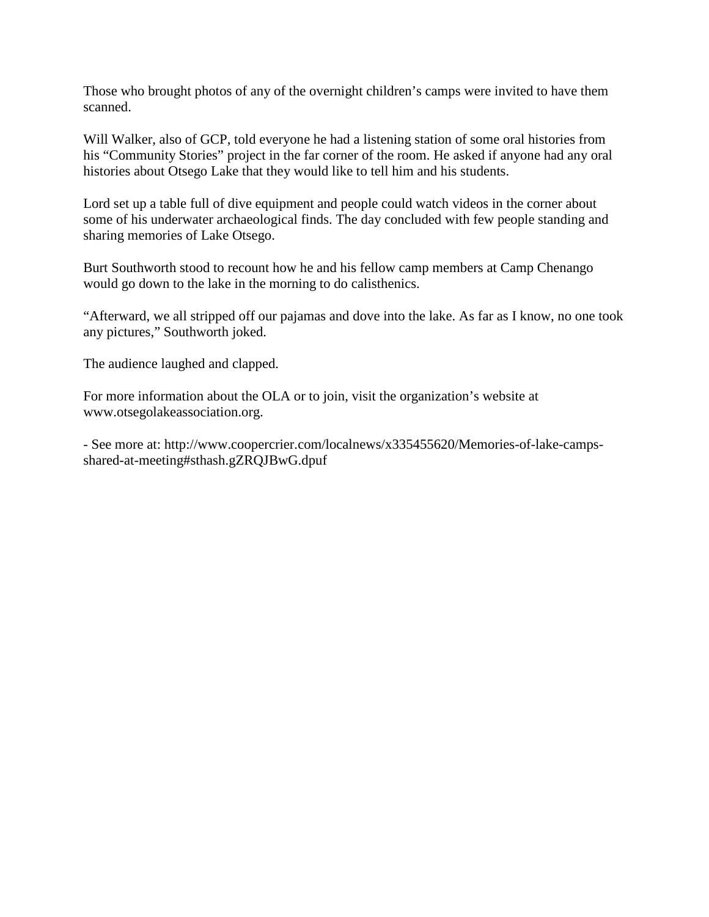Those who brought photos of any of the overnight children's camps were invited to have them scanned.

Will Walker, also of GCP, told everyone he had a listening station of some oral histories from his "Community Stories" project in the far corner of the room. He asked if anyone had any oral histories about Otsego Lake that they would like to tell him and his students.

Lord set up a table full of dive equipment and people could watch videos in the corner about some of his underwater archaeological finds. The day concluded with few people standing and sharing memories of Lake Otsego.

Burt Southworth stood to recount how he and his fellow camp members at Camp Chenango would go down to the lake in the morning to do calisthenics.

"Afterward, we all stripped off our pajamas and dove into the lake. As far as I know, no one took any pictures," Southworth joked.

The audience laughed and clapped.

For more information about the OLA or to join, visit the organization's website at www.otsegolakeassociation.org.

- See more at: http://www.coopercrier.com/localnews/x335455620/Memories-of-lake-camps-shared-at-meeting#sthash.gZRQJBwG.dpuf